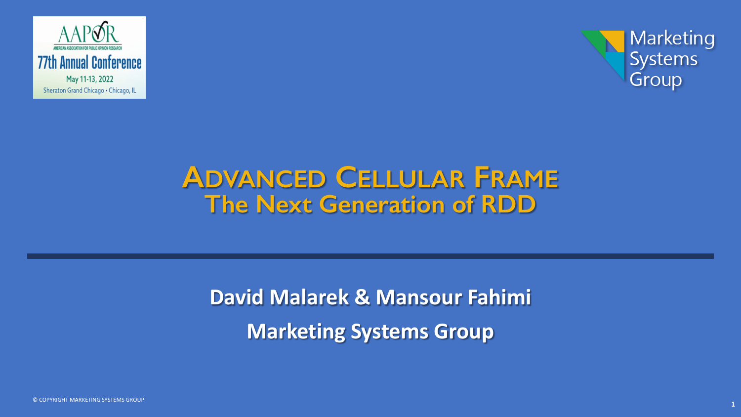AAPOR
AMERICAN ASSOCIATION FOR PUBLIC OPINION RESEARCH
77th Annual Conference
May 11-13, 2022
Sheraton Grand Chicago • Chicago, IL

Marketing Systems Group

# Advanced Cellular Frame
## The Next Generation of RDD

**David Malarek & Mansour Fahimi**

**Marketing Systems Group**

© COPYRIGHT MARKETING SYSTEMS GROUP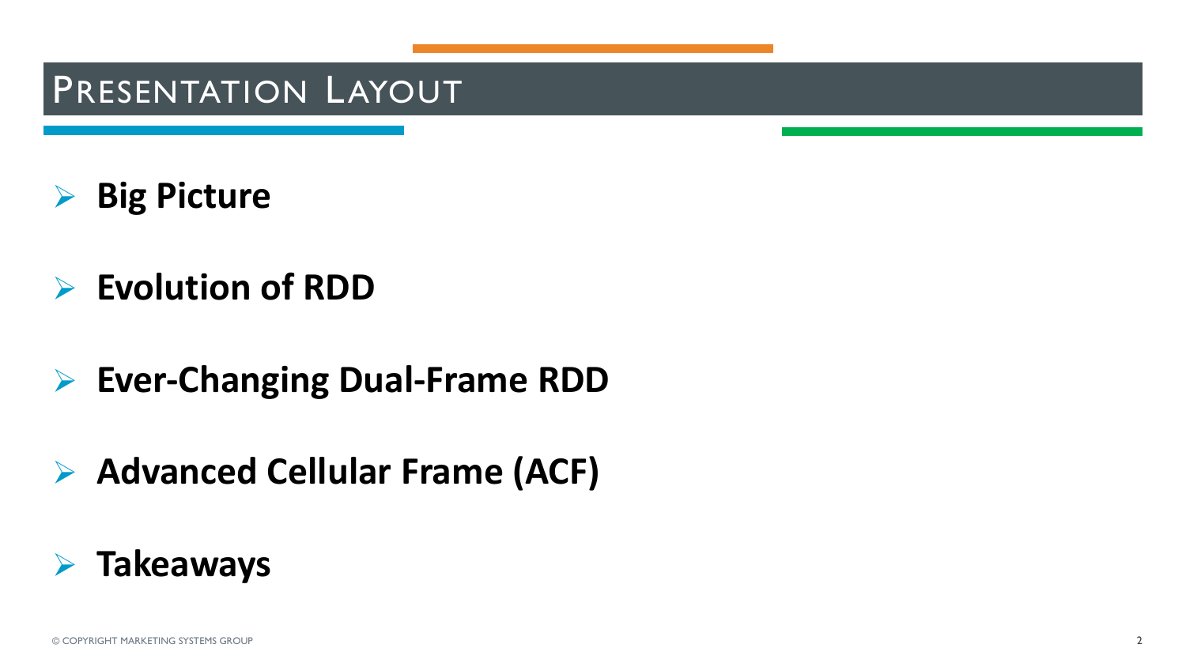# Presentation Layout

- **Big Picture**
- **Evolution of RDD**
- **Ever-Changing Dual-Frame RDD**
- **Advanced Cellular Frame (ACF)**
- **Takeaways**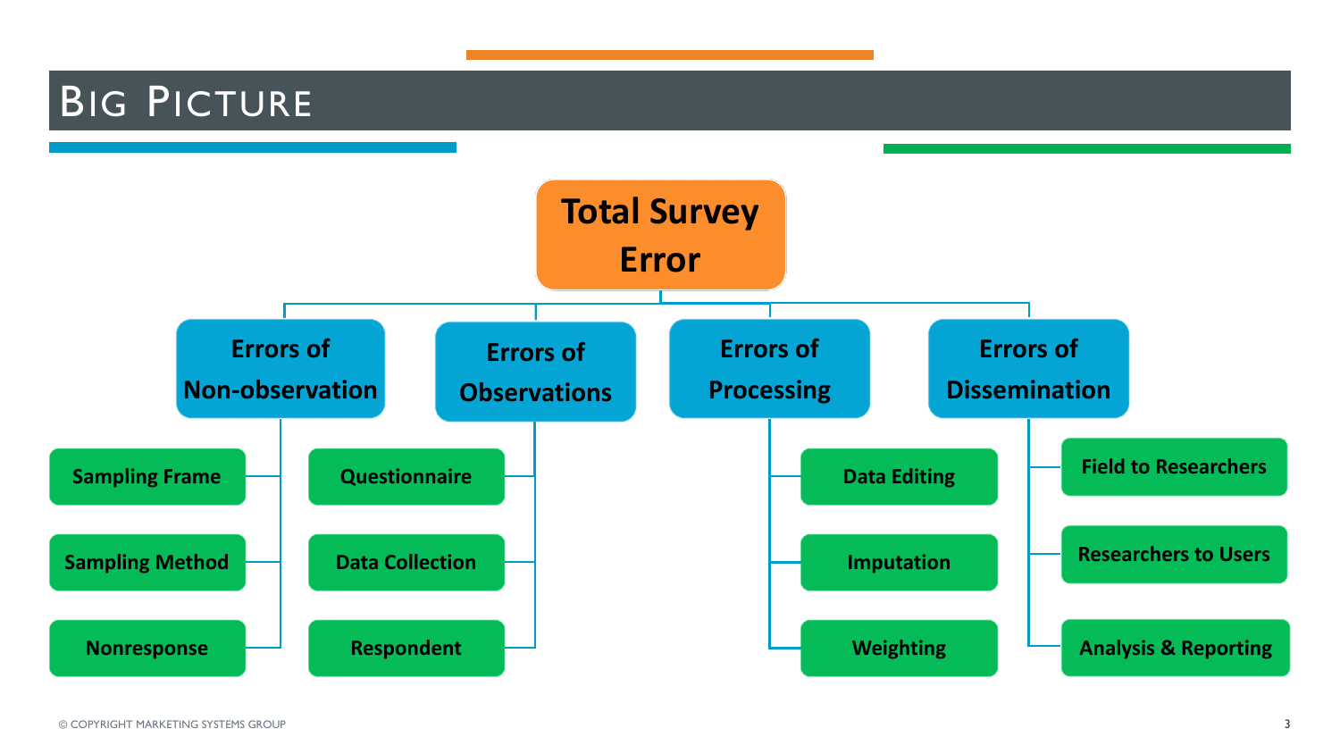# Big Picture

Total Survey Error

Errors of Non-observation
- Sampling Frame
- Sampling Method
- Nonresponse

Errors of Observations
- Questionnaire
- Data Collection
- Respondent

Errors of Processing
- Data Editing
- Imputation
- Weighting

Errors of Dissemination
- Field to Researchers
- Researchers to Users
- Analysis & Reporting

© COPYRIGHT MARKETING SYSTEMS GROUP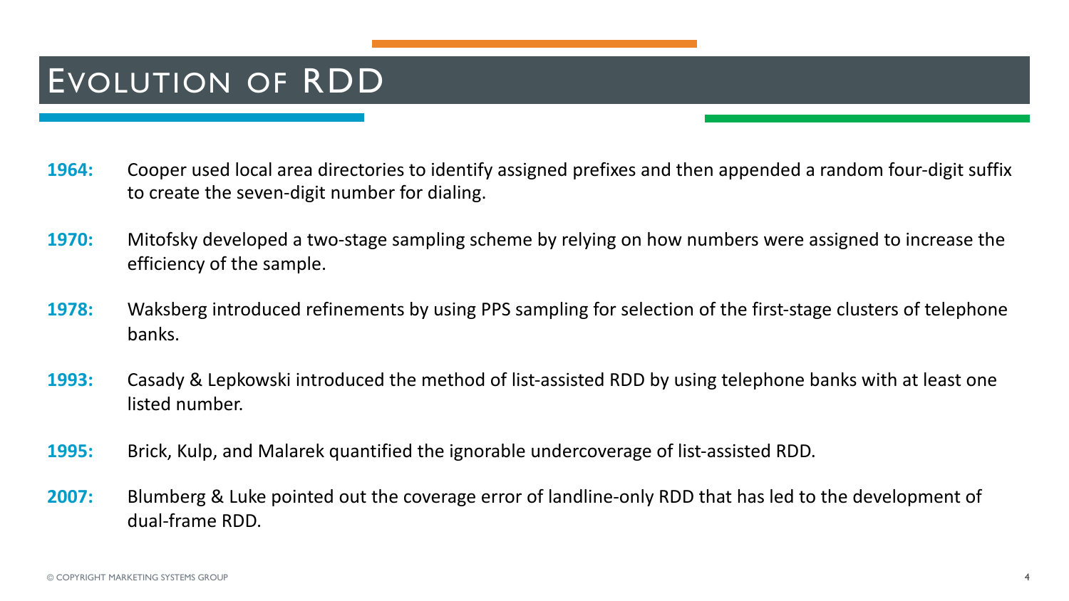# Evolution of RDD

**1964:** Cooper used local area directories to identify assigned prefixes and then appended a random four-digit suffix to create the seven-digit number for dialing.

**1970:** Mitofsky developed a two-stage sampling scheme by relying on how numbers were assigned to increase the efficiency of the sample.

**1978:** Waksberg introduced refinements by using PPS sampling for selection of the first-stage clusters of telephone banks.

**1993:** Casady & Lepkowski introduced the method of list-assisted RDD by using telephone banks with at least one listed number.

**1995:** Brick, Kulp, and Malarek quantified the ignorable undercoverage of list-assisted RDD.

**2007:** Blumberg & Luke pointed out the coverage error of landline-only RDD that has led to the development of dual-frame RDD.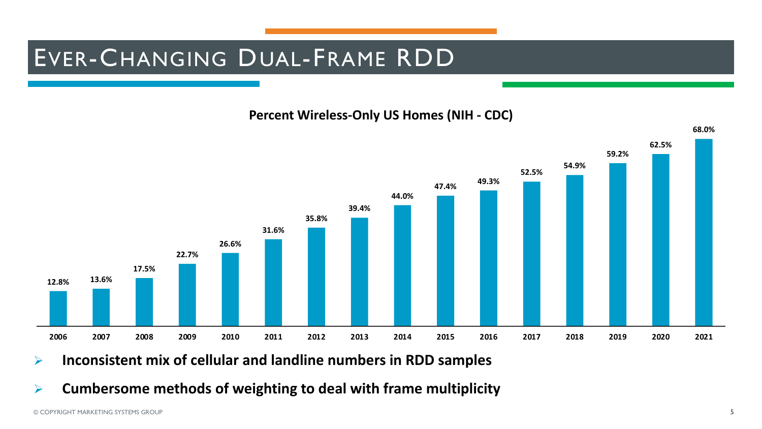# Ever-Changing Dual-Frame RDD

**Percent Wireless-Only US Homes (NIH - CDC)**

12.8% 13.6% 17.5% 22.7% 26.6% 31.6% 35.8% 39.4% 44.0% 47.4% 49.3% 52.5% 54.9% 59.2% 62.5% 68.0%

2006 2007 2008 2009 2010 2011 2012 2013 2014 2015 2016 2017 2018 2019 2020 2021

- **Inconsistent mix of cellular and landline numbers in RDD samples**
- **Cumbersome methods of weighting to deal with frame multiplicity**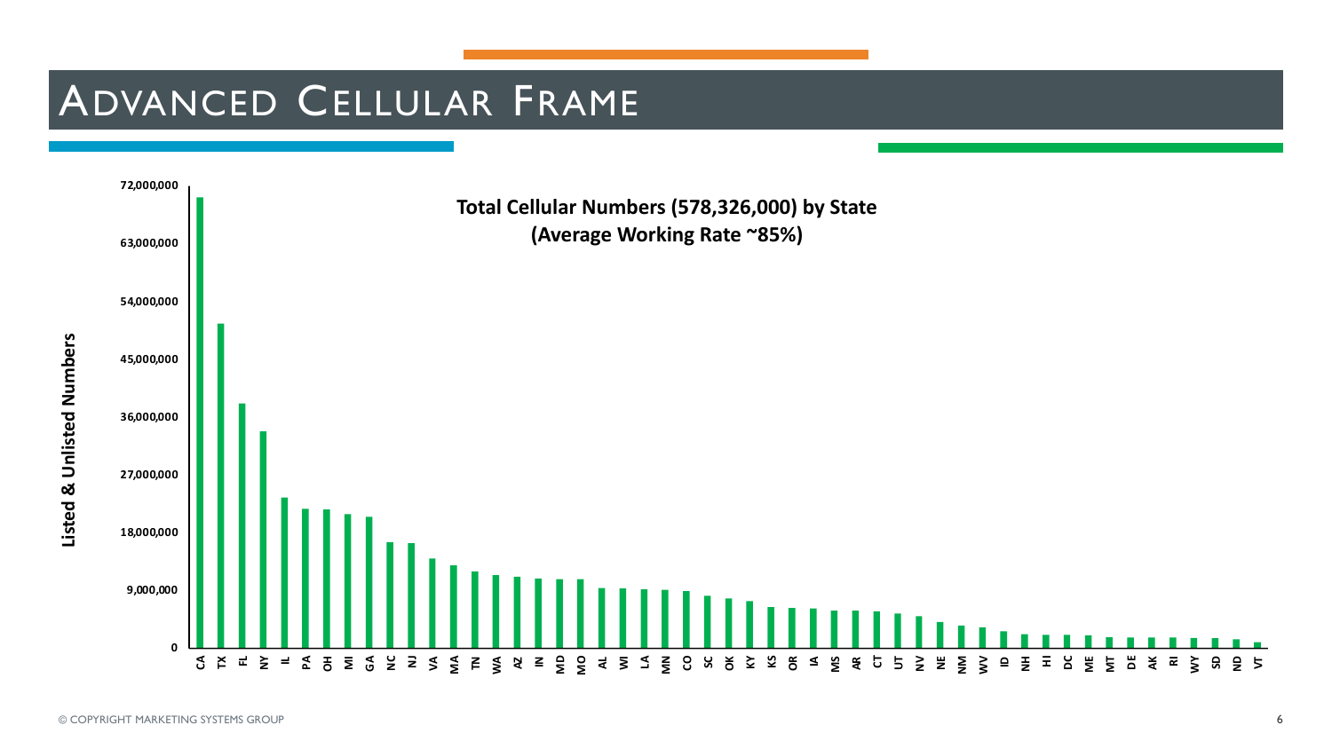# Advanced Cellular Frame

**Total Cellular Numbers (578,326,000) by State**
**(Average Working Rate ~85%)**

Listed & Unlisted Numbers

72,000,000
63,000,000
54,000,000
45,000,000
36,000,000
27,000,000
18,000,000
9,000,000
0

CA TX FL NY IL PA OH MI GA NC NJ VA MA TN WA AZ IN MD MO AL WI LA MN CO SC OK KY KS OR IA MS AR CT UT NV NE NM WV ID NH HI DC ME MT DE AK RI WY SD ND VT

© COPYRIGHT MARKETING SYSTEMS GROUP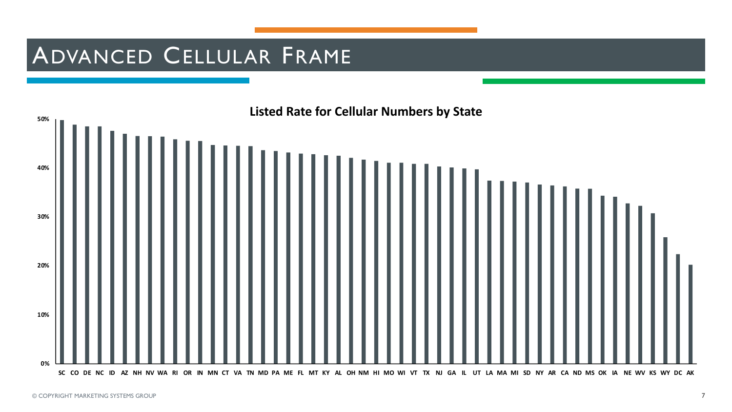# Advanced Cellular Frame

**Listed Rate for Cellular Numbers by State**

50%
40%
30%
20%
10%
0%

SC CO DE NC ID AZ NH NV WA RI OR IN MN CT VA TN MD PA ME FL MT KY AL OH NM HI MO WI VT TX NJ GA IL UT LA MA MI SD NY AR CA ND MS OK IA NE WV KS WY DC AK

© COPYRIGHT MARKETING SYSTEMS GROUP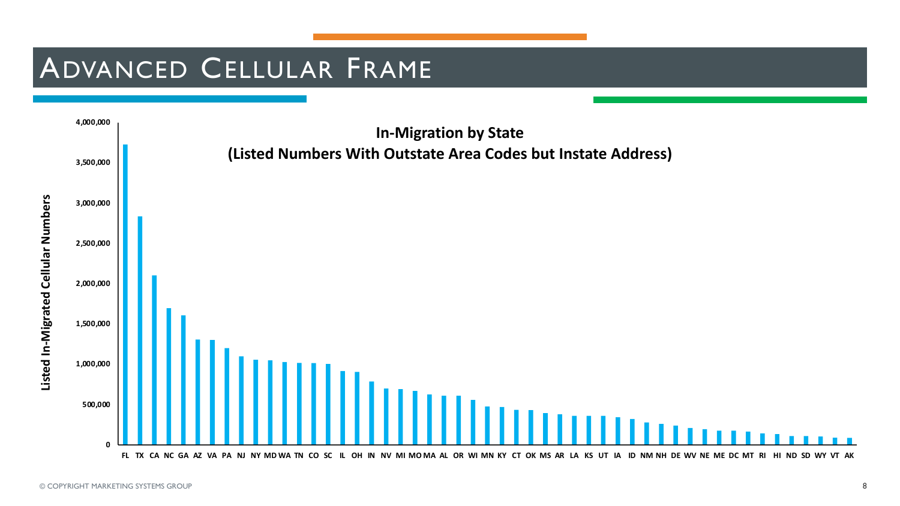# Advanced Cellular Frame

**In-Migration by State**
**(Listed Numbers With Outstate Area Codes but Instate Address)**

Listed In-Migrated Cellular Numbers

4,000,000
3,500,000
3,000,000
2,500,000
2,000,000
1,500,000
1,000,000
500,000
0

FL TX CA NC GA AZ VA PA NJ NY MD WA TN CO SC IL OH IN NV MI MO MA AL OR WI MN KY CT OK MS AR LA KS UT IA ID NM NH DE WV NE ME DC MT RI HI ND SD WY VT AK

© COPYRIGHT MARKETING SYSTEMS GROUP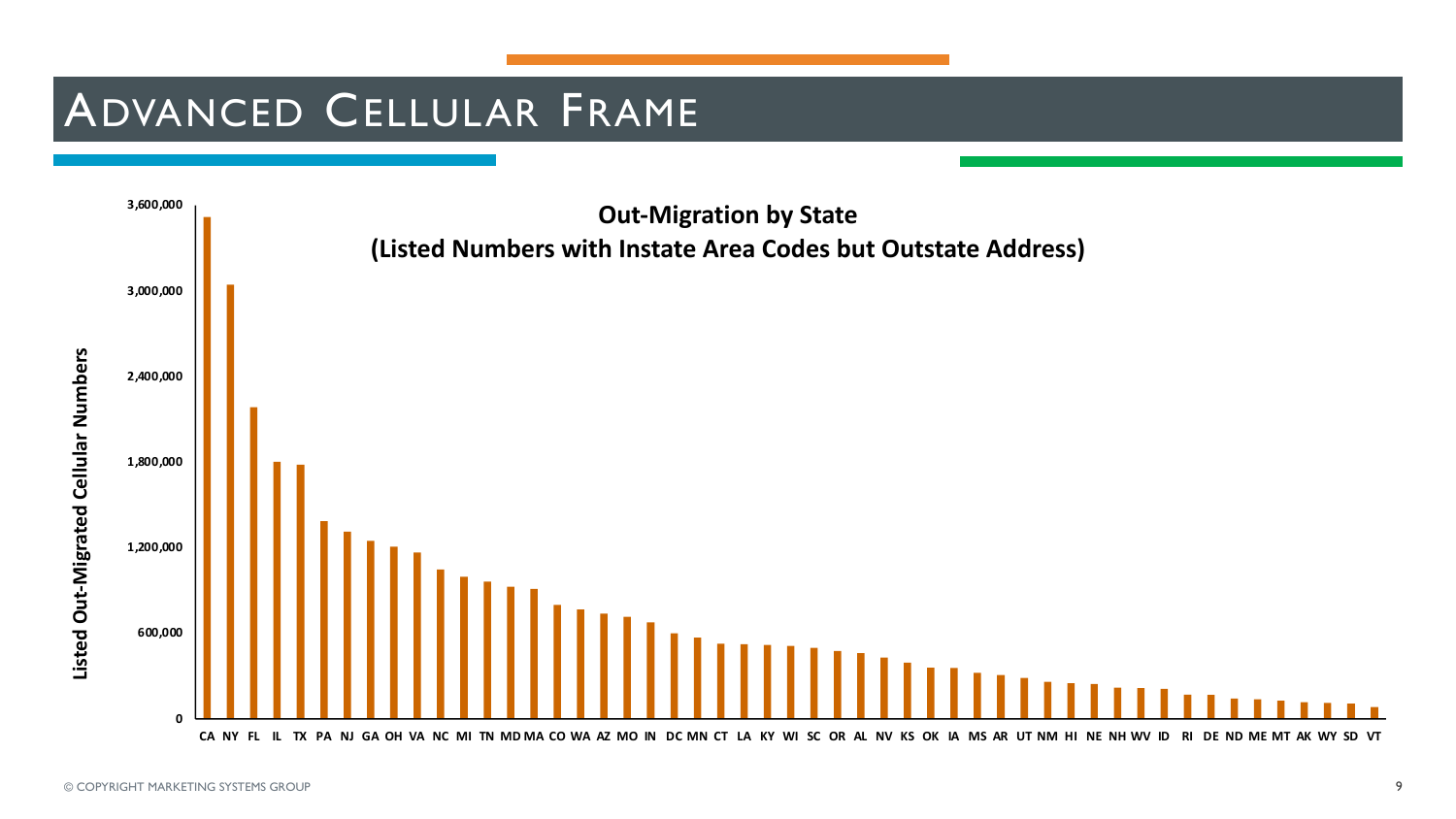# Advanced Cellular Frame

**Out-Migration by State**
**(Listed Numbers with Instate Area Codes but Outstate Address)**

Listed Out-Migrated Cellular Numbers

3,600,000
3,000,000
2,400,000
1,800,000
1,200,000
600,000
0

CA NY FL IL TX PA NJ GA OH VA NC MI TN MD MA CO WA AZ MO IN DC MN CT LA KY WI SC OR AL NV KS OK IA MS AR UT NM HI NE NH WV ID RI DE ND ME MT AK WY SD VT

© COPYRIGHT MARKETING SYSTEMS GROUP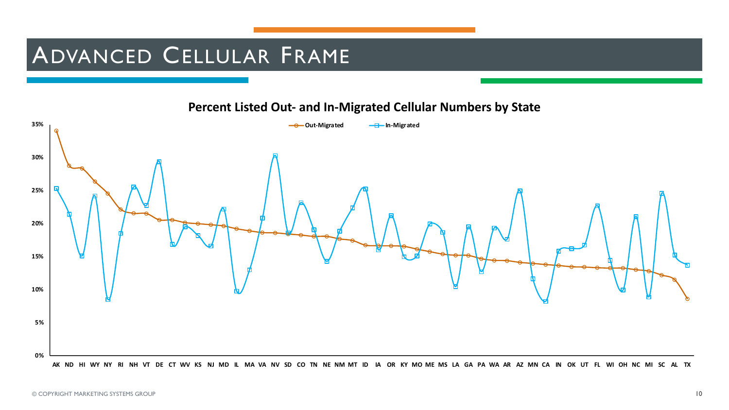# Advanced Cellular Frame

**Percent Listed Out- and In-Migrated Cellular Numbers by State**

Out-Migrated
In-Migrated

35%
30%
25%
20%
15%
10%
5%
0%

AK ND HI WY NY RI NH VT DE CT WV KS NJ MD IL MA VA NV SD CO TN NE NM MT ID IA OR KY MO ME MS LA GA PA WA AR AZ MN CA IN OK UT FL WI OH NC MI SC AL TX

© COPYRIGHT MARKETING SYSTEMS GROUP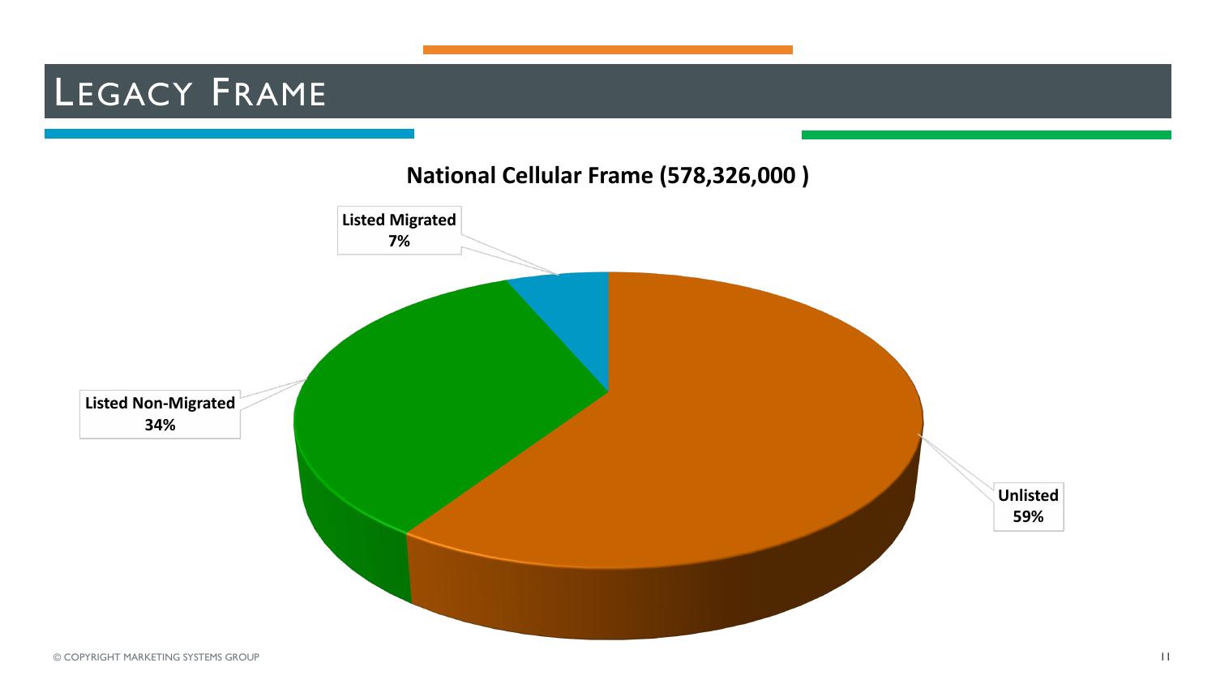# Legacy Frame

**National Cellular Frame (578,326,000 )**

Listed Migrated
7%

Listed Non-Migrated
34%

Unlisted
59%

© COPYRIGHT MARKETING SYSTEMS GROUP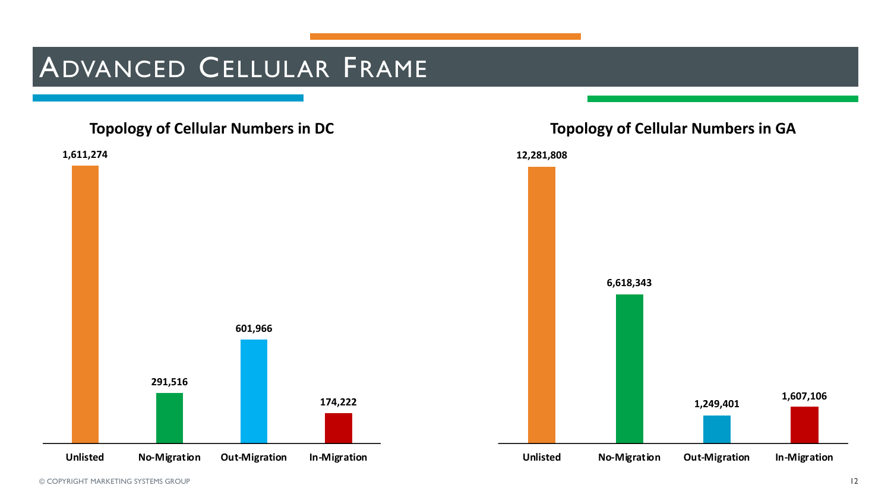# Advanced Cellular Frame

## Topology of Cellular Numbers in DC

| Category | Count |
|---|---|
| Unlisted | 1,611,274 |
| No-Migration | 291,516 |
| Out-Migration | 601,966 |
| In-Migration | 174,222 |

## Topology of Cellular Numbers in GA

| Category | Count |
|---|---|
| Unlisted | 12,281,808 |
| No-Migration | 6,618,343 |
| Out-Migration | 1,249,401 |
| In-Migration | 1,607,106 |

© COPYRIGHT MARKETING SYSTEMS GROUP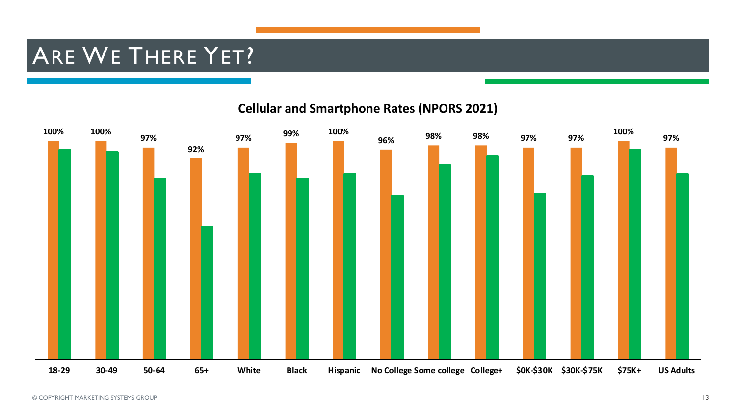# Are We There Yet?

**Cellular and Smartphone Rates (NPORS 2021)**

100% 100% 97% 92% 97% 99% 100% 96% 98% 98% 97% 97% 100% 97%

18-29 30-49 50-64 65+ White Black Hispanic No College Some college College+ $0K-$30K $30K-$75K $75K+ US Adults

© COPYRIGHT MARKETING SYSTEMS GROUP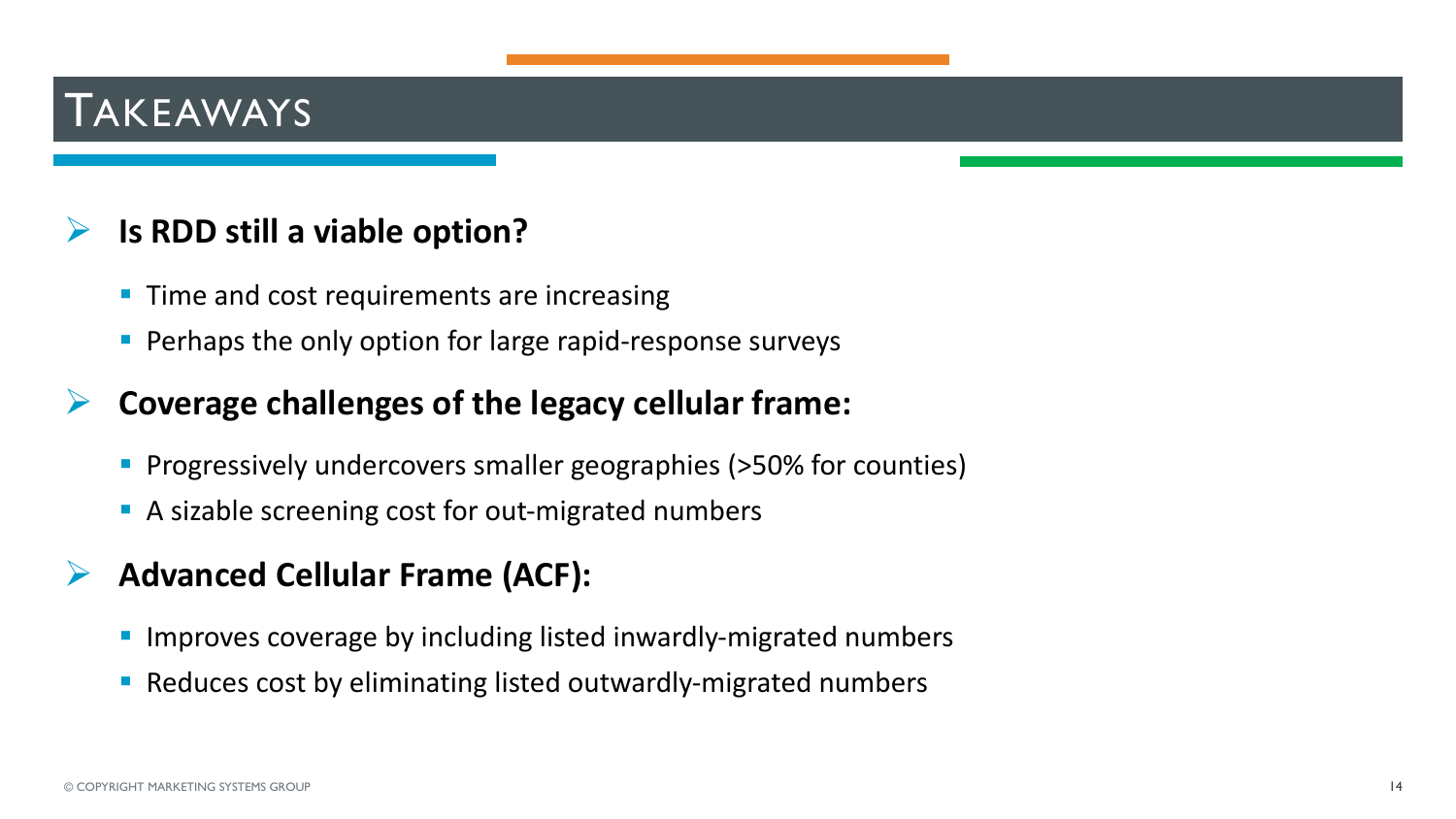# Takeaways

- **Is RDD still a viable option?**
  - Time and cost requirements are increasing
  - Perhaps the only option for large rapid-response surveys
- **Coverage challenges of the legacy cellular frame:**
  - Progressively undercovers smaller geographies (>50% for counties)
  - A sizable screening cost for out-migrated numbers
- **Advanced Cellular Frame (ACF):**
  - Improves coverage by including listed inwardly-migrated numbers
  - Reduces cost by eliminating listed outwardly-migrated numbers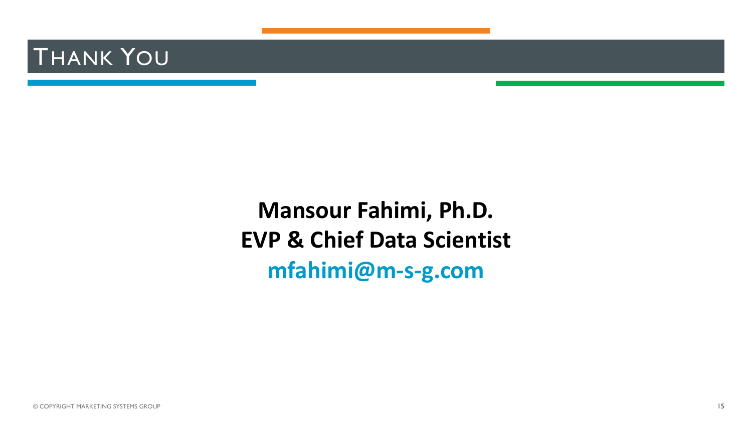# Thank You

**Mansour Fahimi, Ph.D.**

**EVP & Chief Data Scientist**

**mfahimi@m-s-g.com**